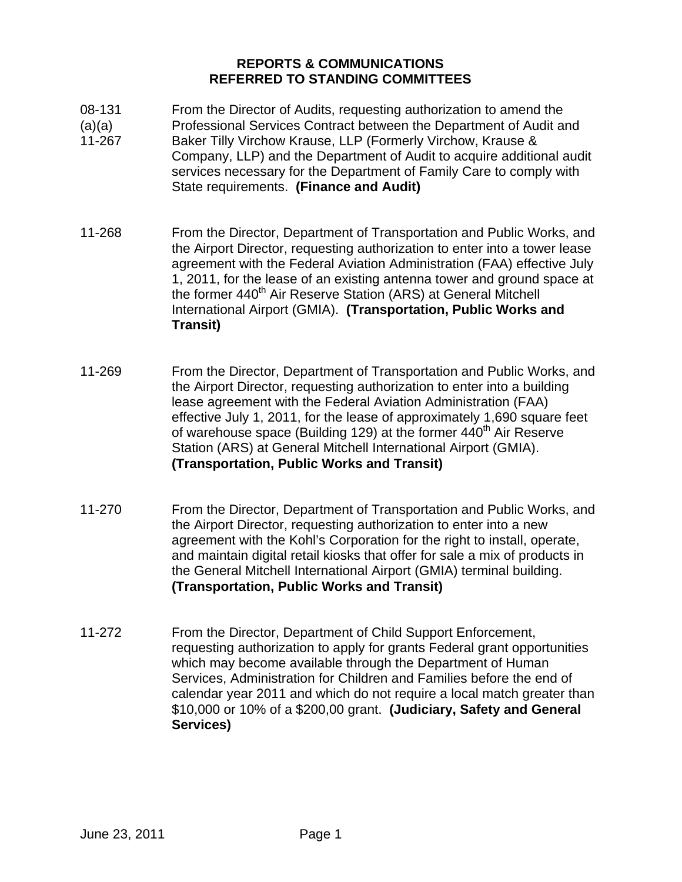# REPORTS & COMMUNICATIONS
# REFERRED TO STANDING COMMITTEES

08-131 (a)(a) 11-267 — From the Director of Audits, requesting authorization to amend the Professional Services Contract between the Department of Audit and Baker Tilly Virchow Krause, LLP (Formerly Virchow, Krause & Company, LLP) and the Department of Audit to acquire additional audit services necessary for the Department of Family Care to comply with State requirements. **(Finance and Audit)**

11-268 — From the Director, Department of Transportation and Public Works, and the Airport Director, requesting authorization to enter into a tower lease agreement with the Federal Aviation Administration (FAA) effective July 1, 2011, for the lease of an existing antenna tower and ground space at the former 440th Air Reserve Station (ARS) at General Mitchell International Airport (GMIA). **(Transportation, Public Works and Transit)**

11-269 — From the Director, Department of Transportation and Public Works, and the Airport Director, requesting authorization to enter into a building lease agreement with the Federal Aviation Administration (FAA) effective July 1, 2011, for the lease of approximately 1,690 square feet of warehouse space (Building 129) at the former 440th Air Reserve Station (ARS) at General Mitchell International Airport (GMIA). **(Transportation, Public Works and Transit)**

11-270 — From the Director, Department of Transportation and Public Works, and the Airport Director, requesting authorization to enter into a new agreement with the Kohl's Corporation for the right to install, operate, and maintain digital retail kiosks that offer for sale a mix of products in the General Mitchell International Airport (GMIA) terminal building. **(Transportation, Public Works and Transit)**

11-272 — From the Director, Department of Child Support Enforcement, requesting authorization to apply for grants Federal grant opportunities which may become available through the Department of Human Services, Administration for Children and Families before the end of calendar year 2011 and which do not require a local match greater than $10,000 or 10% of a $200,00 grant. **(Judiciary, Safety and General Services)**

June 23, 2011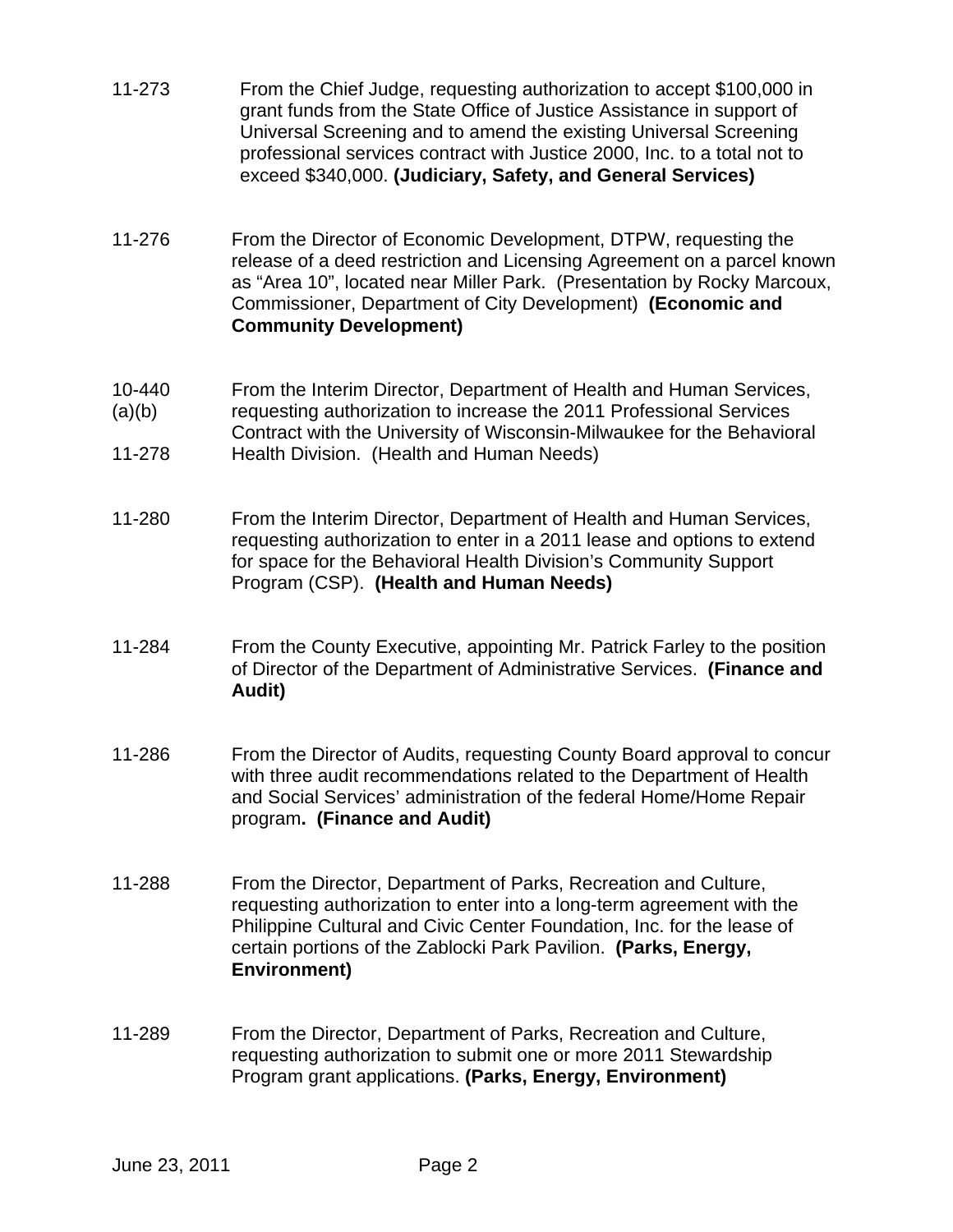11-273 From the Chief Judge, requesting authorization to accept $100,000 in grant funds from the State Office of Justice Assistance in support of Universal Screening and to amend the existing Universal Screening professional services contract with Justice 2000, Inc. to a total not to exceed $340,000. **(Judiciary, Safety, and General Services)**

11-276 From the Director of Economic Development, DTPW, requesting the release of a deed restriction and Licensing Agreement on a parcel known as "Area 10", located near Miller Park. (Presentation by Rocky Marcoux, Commissioner, Department of City Development) **(Economic and Community Development)**

10-440 (a)(b) 11-278 From the Interim Director, Department of Health and Human Services, requesting authorization to increase the 2011 Professional Services Contract with the University of Wisconsin-Milwaukee for the Behavioral Health Division. (Health and Human Needs)

11-280 From the Interim Director, Department of Health and Human Services, requesting authorization to enter in a 2011 lease and options to extend for space for the Behavioral Health Division's Community Support Program (CSP). **(Health and Human Needs)**

11-284 From the County Executive, appointing Mr. Patrick Farley to the position of Director of the Department of Administrative Services. **(Finance and Audit)**

11-286 From the Director of Audits, requesting County Board approval to concur with three audit recommendations related to the Department of Health and Social Services' administration of the federal Home/Home Repair program**. (Finance and Audit)**

11-288 From the Director, Department of Parks, Recreation and Culture, requesting authorization to enter into a long-term agreement with the Philippine Cultural and Civic Center Foundation, Inc. for the lease of certain portions of the Zablocki Park Pavilion. **(Parks, Energy, Environment)**

11-289 From the Director, Department of Parks, Recreation and Culture, requesting authorization to submit one or more 2011 Stewardship Program grant applications. **(Parks, Energy, Environment)**

June 23, 2011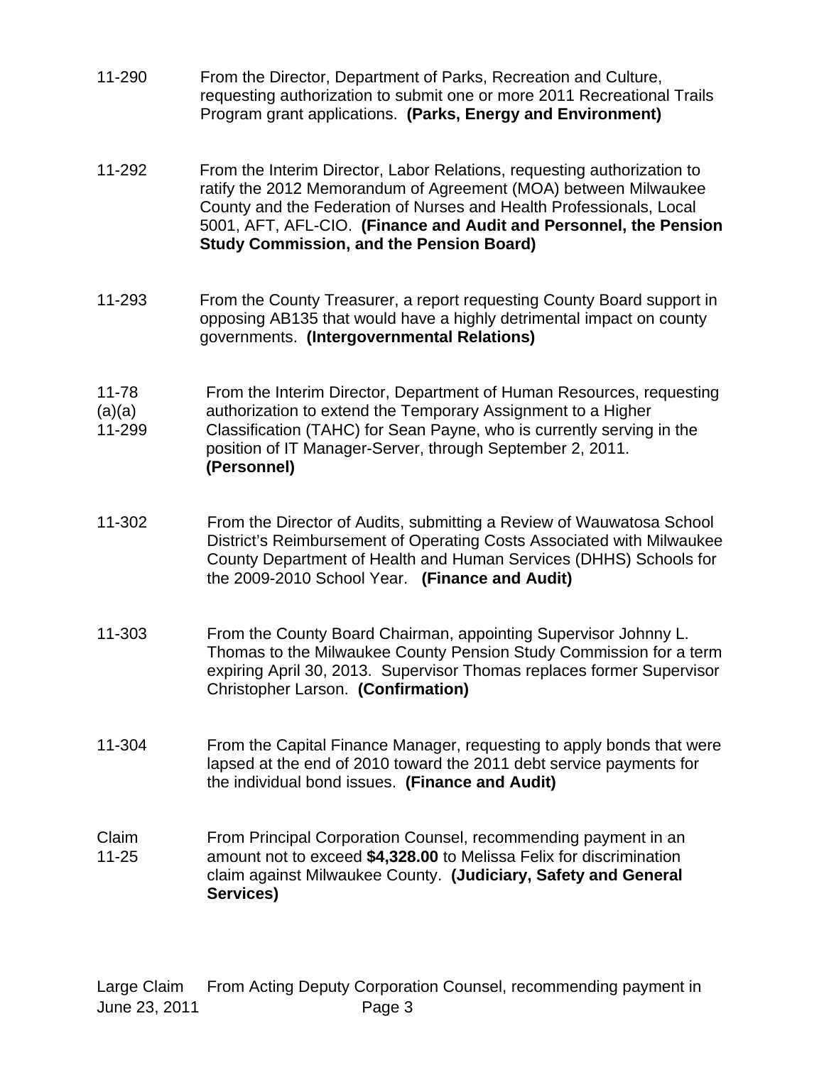11-290 From the Director, Department of Parks, Recreation and Culture, requesting authorization to submit one or more 2011 Recreational Trails Program grant applications. **(Parks, Energy and Environment)**

11-292 From the Interim Director, Labor Relations, requesting authorization to ratify the 2012 Memorandum of Agreement (MOA) between Milwaukee County and the Federation of Nurses and Health Professionals, Local 5001, AFT, AFL-CIO. **(Finance and Audit and Personnel, the Pension Study Commission, and the Pension Board)**

11-293 From the County Treasurer, a report requesting County Board support in opposing AB135 that would have a highly detrimental impact on county governments. **(Intergovernmental Relations)**

11-78 (a)(a) 11-299 From the Interim Director, Department of Human Resources, requesting authorization to extend the Temporary Assignment to a Higher Classification (TAHC) for Sean Payne, who is currently serving in the position of IT Manager-Server, through September 2, 2011. **(Personnel)**

11-302 From the Director of Audits, submitting a Review of Wauwatosa School District's Reimbursement of Operating Costs Associated with Milwaukee County Department of Health and Human Services (DHHS) Schools for the 2009-2010 School Year. **(Finance and Audit)**

11-303 From the County Board Chairman, appointing Supervisor Johnny L. Thomas to the Milwaukee County Pension Study Commission for a term expiring April 30, 2013. Supervisor Thomas replaces former Supervisor Christopher Larson. **(Confirmation)**

11-304 From the Capital Finance Manager, requesting to apply bonds that were lapsed at the end of 2010 toward the 2011 debt service payments for the individual bond issues. **(Finance and Audit)**

Claim 11-25 From Principal Corporation Counsel, recommending payment in an amount not to exceed **$4,328.00** to Melissa Felix for discrimination claim against Milwaukee County. **(Judiciary, Safety and General Services)**

Large Claim From Acting Deputy Corporation Counsel, recommending payment in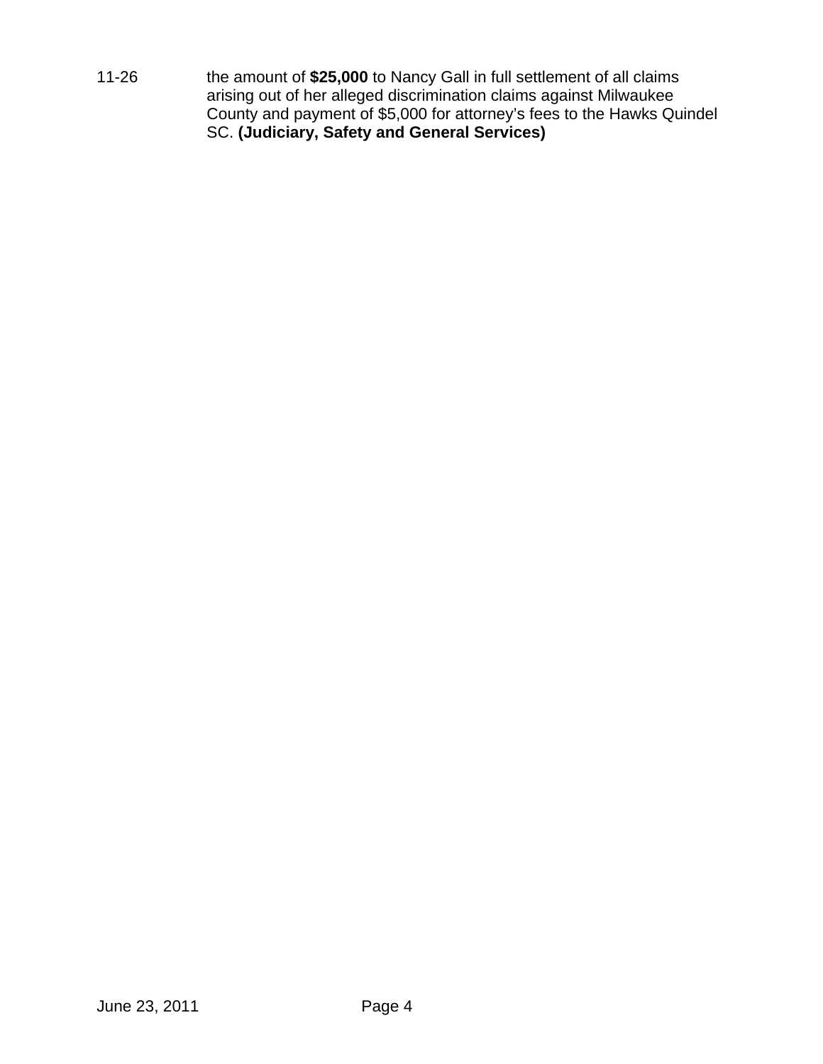11-26 the amount of **$25,000** to Nancy Gall in full settlement of all claims arising out of her alleged discrimination claims against Milwaukee County and payment of $5,000 for attorney's fees to the Hawks Quindel SC. **(Judiciary, Safety and General Services)**